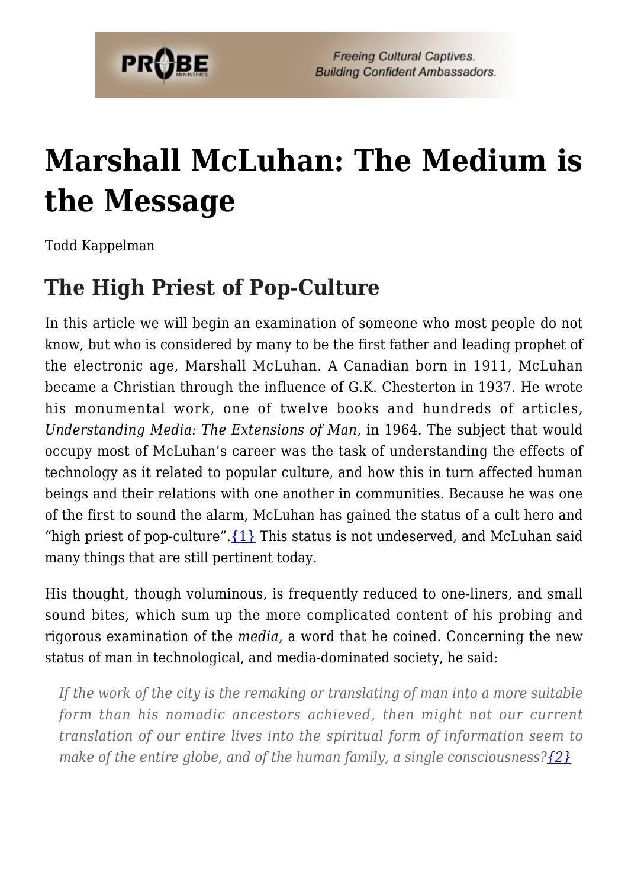# Marshall McLuhan: The Medium is the Message

Todd Kappelman

## The High Priest of Pop-Culture

In this article we will begin an examination of someone who most people do not know, but who is considered by many to be the first father and leading prophet of the electronic age, Marshall McLuhan. A Canadian born in 1911, McLuhan became a Christian through the influence of G.K. Chesterton in 1937. He wrote his monumental work, one of twelve books and hundreds of articles, *Understanding Media: The Extensions of Man,* in 1964. The subject that would occupy most of McLuhan's career was the task of understanding the effects of technology as it related to popular culture, and how this in turn affected human beings and their relations with one another in communities. Because he was one of the first to sound the alarm, McLuhan has gained the status of a cult hero and "high priest of pop-culture".{1} This status is not undeserved, and McLuhan said many things that are still pertinent today.

His thought, though voluminous, is frequently reduced to one-liners, and small sound bites, which sum up the more complicated content of his probing and rigorous examination of the *media*, a word that he coined. Concerning the new status of man in technological, and media-dominated society, he said:

> *If the work of the city is the remaking or translating of man into a more suitable form than his nomadic ancestors achieved, then might not our current translation of our entire lives into the spiritual form of information seem to make of the entire globe, and of the human family, a single consciousness?*{2}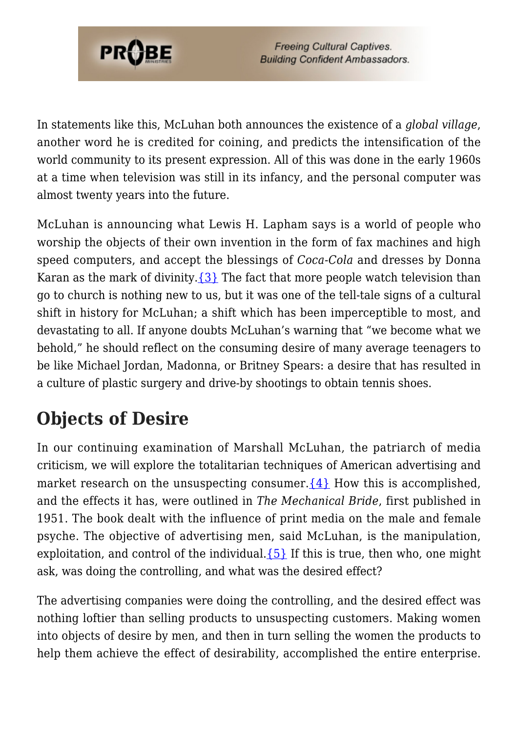In statements like this, McLuhan both announces the existence of a *global village*, another word he is credited for coining, and predicts the intensification of the world community to its present expression. All of this was done in the early 1960s at a time when television was still in its infancy, and the personal computer was almost twenty years into the future.

McLuhan is announcing what Lewis H. Lapham says is a world of people who worship the objects of their own invention in the form of fax machines and high speed computers, and accept the blessings of *Coca-Cola* and dresses by Donna Karan as the mark of divinity.{3} The fact that more people watch television than go to church is nothing new to us, but it was one of the tell-tale signs of a cultural shift in history for McLuhan; a shift which has been imperceptible to most, and devastating to all. If anyone doubts McLuhan's warning that "we become what we behold," he should reflect on the consuming desire of many average teenagers to be like Michael Jordan, Madonna, or Britney Spears: a desire that has resulted in a culture of plastic surgery and drive-by shootings to obtain tennis shoes.

## Objects of Desire

In our continuing examination of Marshall McLuhan, the patriarch of media criticism, we will explore the totalitarian techniques of American advertising and market research on the unsuspecting consumer.{4} How this is accomplished, and the effects it has, were outlined in *The Mechanical Bride*, first published in 1951. The book dealt with the influence of print media on the male and female psyche. The objective of advertising men, said McLuhan, is the manipulation, exploitation, and control of the individual.{5} If this is true, then who, one might ask, was doing the controlling, and what was the desired effect?

The advertising companies were doing the controlling, and the desired effect was nothing loftier than selling products to unsuspecting customers. Making women into objects of desire by men, and then in turn selling the women the products to help them achieve the effect of desirability, accomplished the entire enterprise.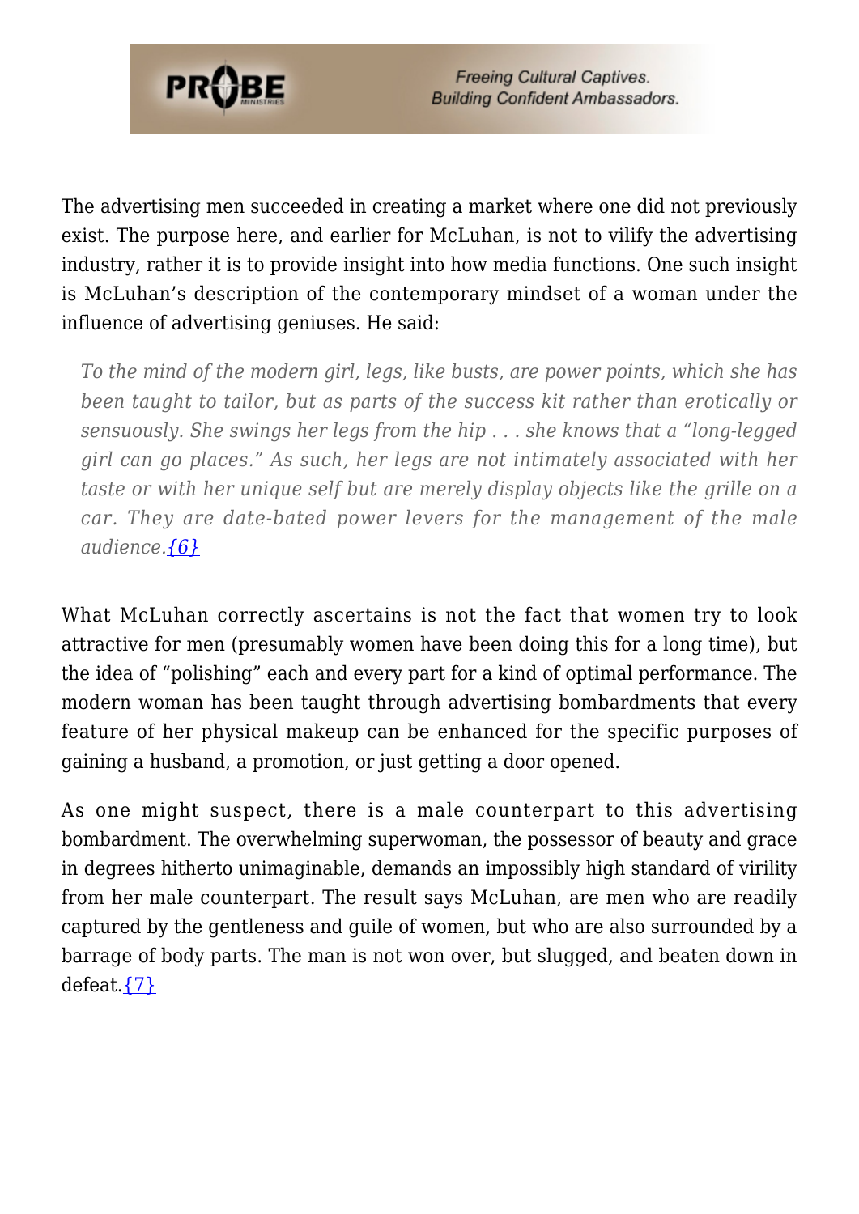The advertising men succeeded in creating a market where one did not previously exist. The purpose here, and earlier for McLuhan, is not to vilify the advertising industry, rather it is to provide insight into how media functions. One such insight is McLuhan's description of the contemporary mindset of a woman under the influence of advertising geniuses. He said:

> *To the mind of the modern girl, legs, like busts, are power points, which she has been taught to tailor, but as parts of the success kit rather than erotically or sensuously. She swings her legs from the hip . . . she knows that a "long-legged girl can go places." As such, her legs are not intimately associated with her taste or with her unique self but are merely display objects like the grille on a car. They are date-bated power levers for the management of the male audience.*{6}

What McLuhan correctly ascertains is not the fact that women try to look attractive for men (presumably women have been doing this for a long time), but the idea of "polishing" each and every part for a kind of optimal performance. The modern woman has been taught through advertising bombardments that every feature of her physical makeup can be enhanced for the specific purposes of gaining a husband, a promotion, or just getting a door opened.

As one might suspect, there is a male counterpart to this advertising bombardment. The overwhelming superwoman, the possessor of beauty and grace in degrees hitherto unimaginable, demands an impossibly high standard of virility from her male counterpart. The result says McLuhan, are men who are readily captured by the gentleness and guile of women, but who are also surrounded by a barrage of body parts. The man is not won over, but slugged, and beaten down in defeat.{7}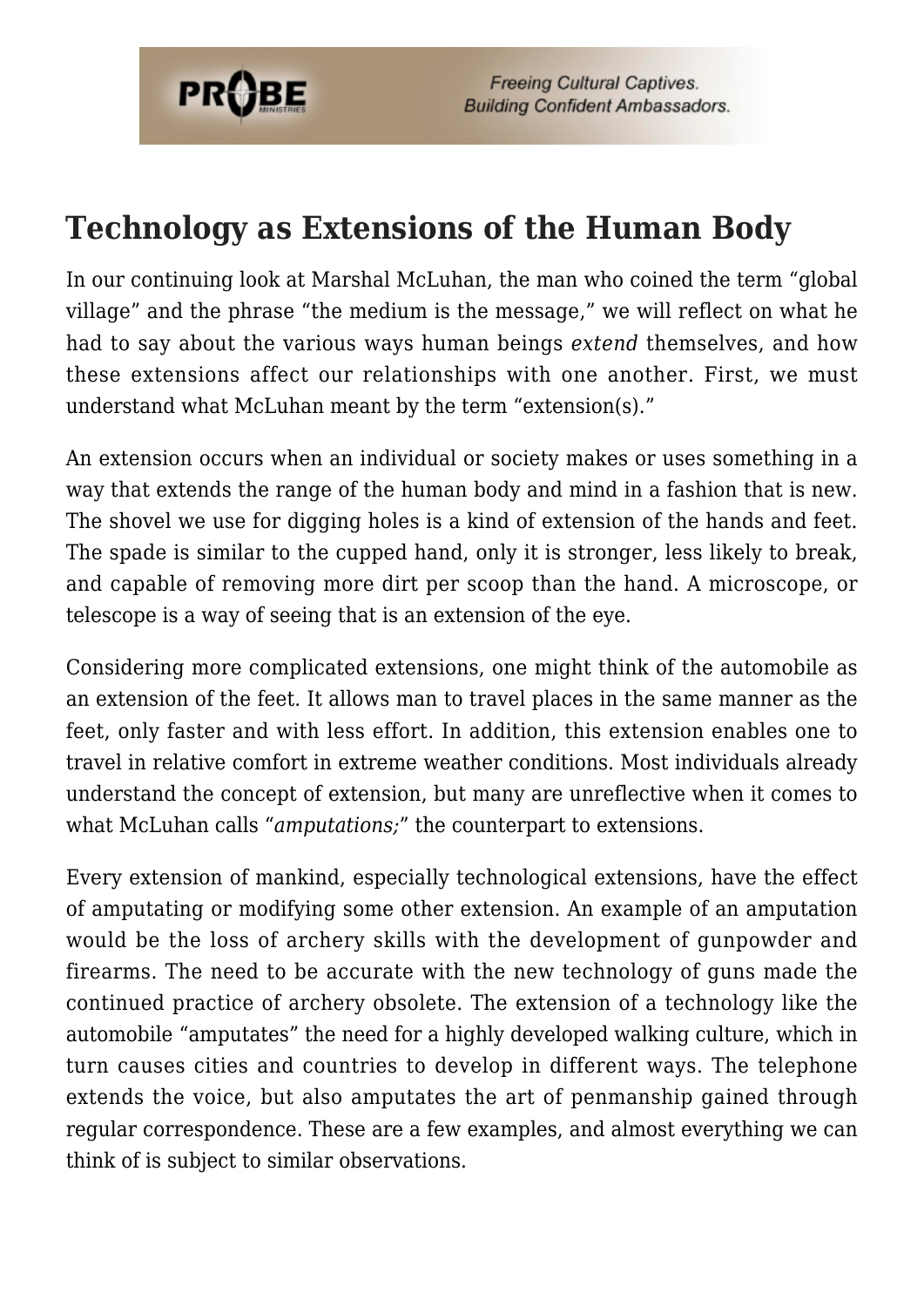## Technology as Extensions of the Human Body

In our continuing look at Marshal McLuhan, the man who coined the term "global village" and the phrase "the medium is the message," we will reflect on what he had to say about the various ways human beings *extend* themselves, and how these extensions affect our relationships with one another. First, we must understand what McLuhan meant by the term "extension(s)."

An extension occurs when an individual or society makes or uses something in a way that extends the range of the human body and mind in a fashion that is new. The shovel we use for digging holes is a kind of extension of the hands and feet. The spade is similar to the cupped hand, only it is stronger, less likely to break, and capable of removing more dirt per scoop than the hand. A microscope, or telescope is a way of seeing that is an extension of the eye.

Considering more complicated extensions, one might think of the automobile as an extension of the feet. It allows man to travel places in the same manner as the feet, only faster and with less effort. In addition, this extension enables one to travel in relative comfort in extreme weather conditions. Most individuals already understand the concept of extension, but many are unreflective when it comes to what McLuhan calls "*amputations;*" the counterpart to extensions.

Every extension of mankind, especially technological extensions, have the effect of amputating or modifying some other extension. An example of an amputation would be the loss of archery skills with the development of gunpowder and firearms. The need to be accurate with the new technology of guns made the continued practice of archery obsolete. The extension of a technology like the automobile "amputates" the need for a highly developed walking culture, which in turn causes cities and countries to develop in different ways. The telephone extends the voice, but also amputates the art of penmanship gained through regular correspondence. These are a few examples, and almost everything we can think of is subject to similar observations.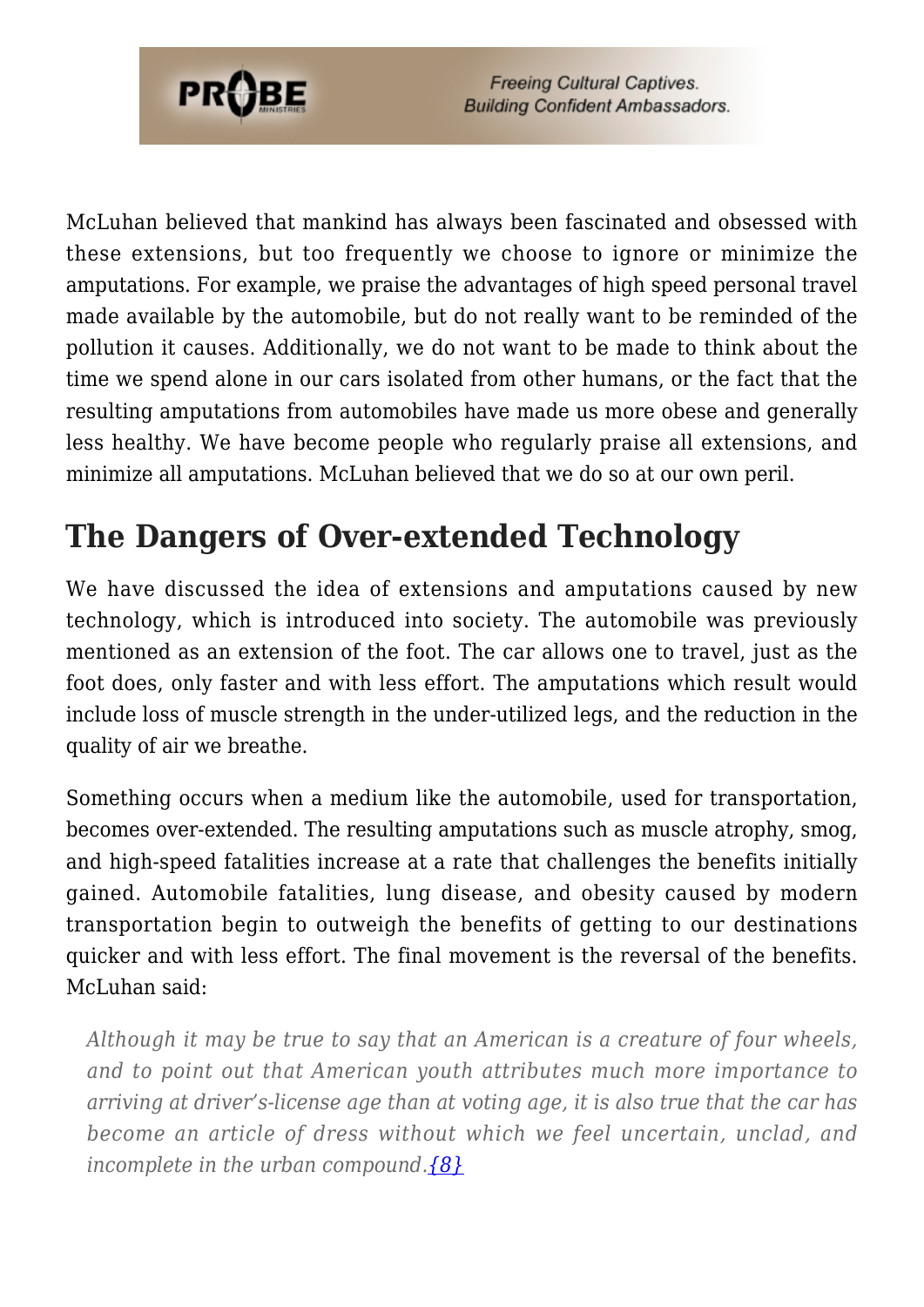McLuhan believed that mankind has always been fascinated and obsessed with these extensions, but too frequently we choose to ignore or minimize the amputations. For example, we praise the advantages of high speed personal travel made available by the automobile, but do not really want to be reminded of the pollution it causes. Additionally, we do not want to be made to think about the time we spend alone in our cars isolated from other humans, or the fact that the resulting amputations from automobiles have made us more obese and generally less healthy. We have become people who regularly praise all extensions, and minimize all amputations. McLuhan believed that we do so at our own peril.

## The Dangers of Over-extended Technology

We have discussed the idea of extensions and amputations caused by new technology, which is introduced into society. The automobile was previously mentioned as an extension of the foot. The car allows one to travel, just as the foot does, only faster and with less effort. The amputations which result would include loss of muscle strength in the under-utilized legs, and the reduction in the quality of air we breathe.

Something occurs when a medium like the automobile, used for transportation, becomes over-extended. The resulting amputations such as muscle atrophy, smog, and high-speed fatalities increase at a rate that challenges the benefits initially gained. Automobile fatalities, lung disease, and obesity caused by modern transportation begin to outweigh the benefits of getting to our destinations quicker and with less effort. The final movement is the reversal of the benefits. McLuhan said:

> *Although it may be true to say that an American is a creature of four wheels, and to point out that American youth attributes much more importance to arriving at driver's-license age than at voting age, it is also true that the car has become an article of dress without which we feel uncertain, unclad, and incomplete in the urban compound.*{8}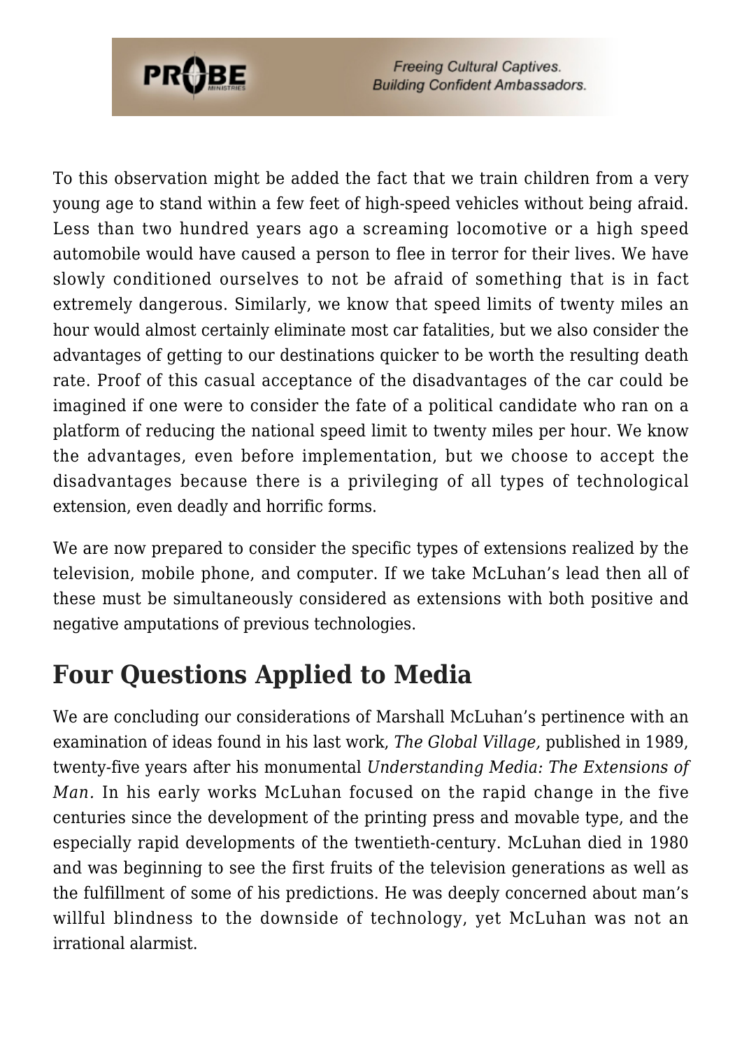To this observation might be added the fact that we train children from a very young age to stand within a few feet of high-speed vehicles without being afraid. Less than two hundred years ago a screaming locomotive or a high speed automobile would have caused a person to flee in terror for their lives. We have slowly conditioned ourselves to not be afraid of something that is in fact extremely dangerous. Similarly, we know that speed limits of twenty miles an hour would almost certainly eliminate most car fatalities, but we also consider the advantages of getting to our destinations quicker to be worth the resulting death rate. Proof of this casual acceptance of the disadvantages of the car could be imagined if one were to consider the fate of a political candidate who ran on a platform of reducing the national speed limit to twenty miles per hour. We know the advantages, even before implementation, but we choose to accept the disadvantages because there is a privileging of all types of technological extension, even deadly and horrific forms.

We are now prepared to consider the specific types of extensions realized by the television, mobile phone, and computer. If we take McLuhan's lead then all of these must be simultaneously considered as extensions with both positive and negative amputations of previous technologies.

## Four Questions Applied to Media

We are concluding our considerations of Marshall McLuhan's pertinence with an examination of ideas found in his last work, *The Global Village,* published in 1989, twenty-five years after his monumental *Understanding Media: The Extensions of Man.* In his early works McLuhan focused on the rapid change in the five centuries since the development of the printing press and movable type, and the especially rapid developments of the twentieth-century. McLuhan died in 1980 and was beginning to see the first fruits of the television generations as well as the fulfillment of some of his predictions. He was deeply concerned about man's willful blindness to the downside of technology, yet McLuhan was not an irrational alarmist.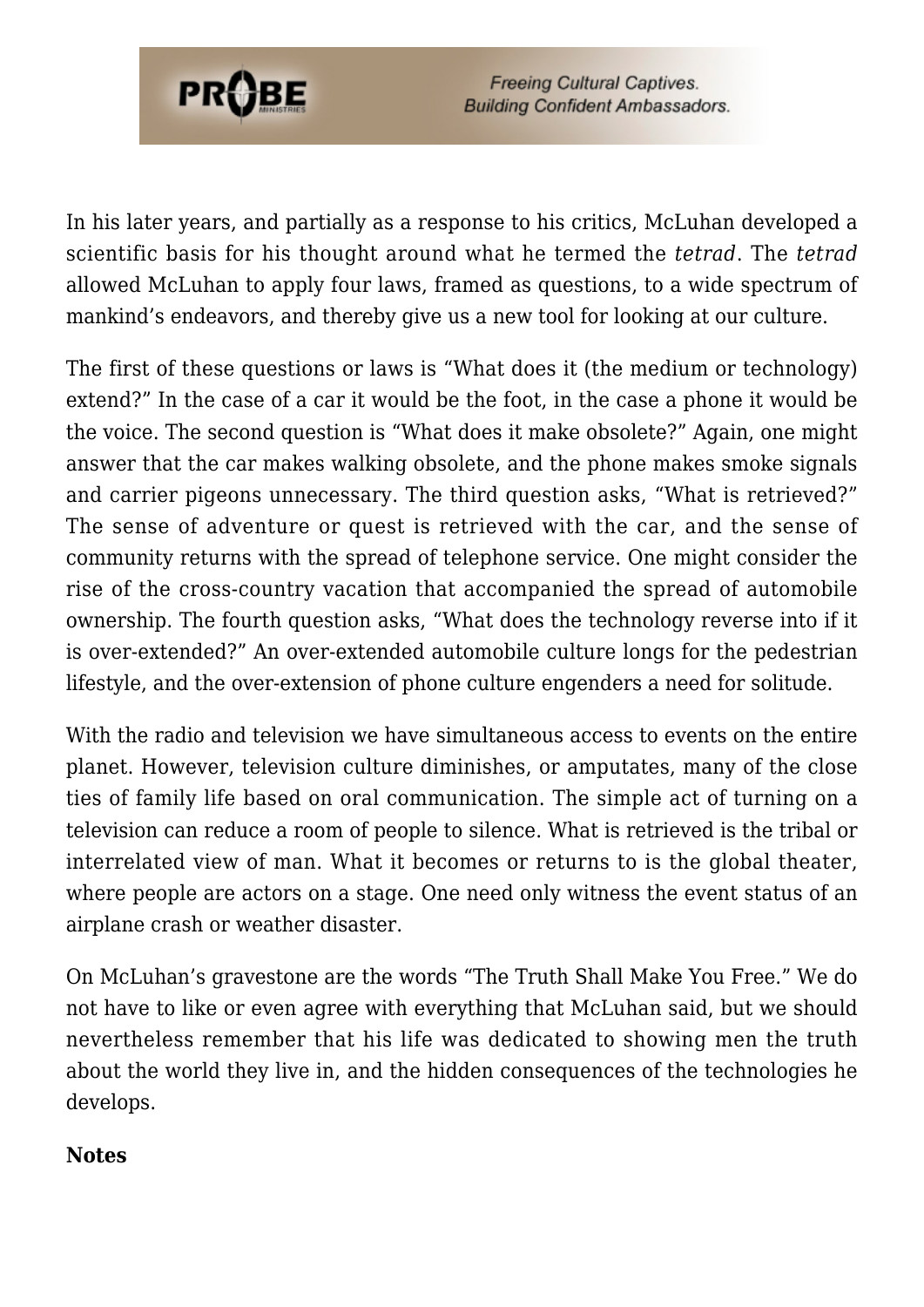In his later years, and partially as a response to his critics, McLuhan developed a scientific basis for his thought around what he termed the *tetrad*. The *tetrad* allowed McLuhan to apply four laws, framed as questions, to a wide spectrum of mankind's endeavors, and thereby give us a new tool for looking at our culture.

The first of these questions or laws is "What does it (the medium or technology) extend?" In the case of a car it would be the foot, in the case a phone it would be the voice. The second question is "What does it make obsolete?" Again, one might answer that the car makes walking obsolete, and the phone makes smoke signals and carrier pigeons unnecessary. The third question asks, "What is retrieved?" The sense of adventure or quest is retrieved with the car, and the sense of community returns with the spread of telephone service. One might consider the rise of the cross-country vacation that accompanied the spread of automobile ownership. The fourth question asks, "What does the technology reverse into if it is over-extended?" An over-extended automobile culture longs for the pedestrian lifestyle, and the over-extension of phone culture engenders a need for solitude.

With the radio and television we have simultaneous access to events on the entire planet. However, television culture diminishes, or amputates, many of the close ties of family life based on oral communication. The simple act of turning on a television can reduce a room of people to silence. What is retrieved is the tribal or interrelated view of man. What it becomes or returns to is the global theater, where people are actors on a stage. One need only witness the event status of an airplane crash or weather disaster.

On McLuhan's gravestone are the words "The Truth Shall Make You Free." We do not have to like or even agree with everything that McLuhan said, but we should nevertheless remember that his life was dedicated to showing men the truth about the world they live in, and the hidden consequences of the technologies he develops.

**Notes**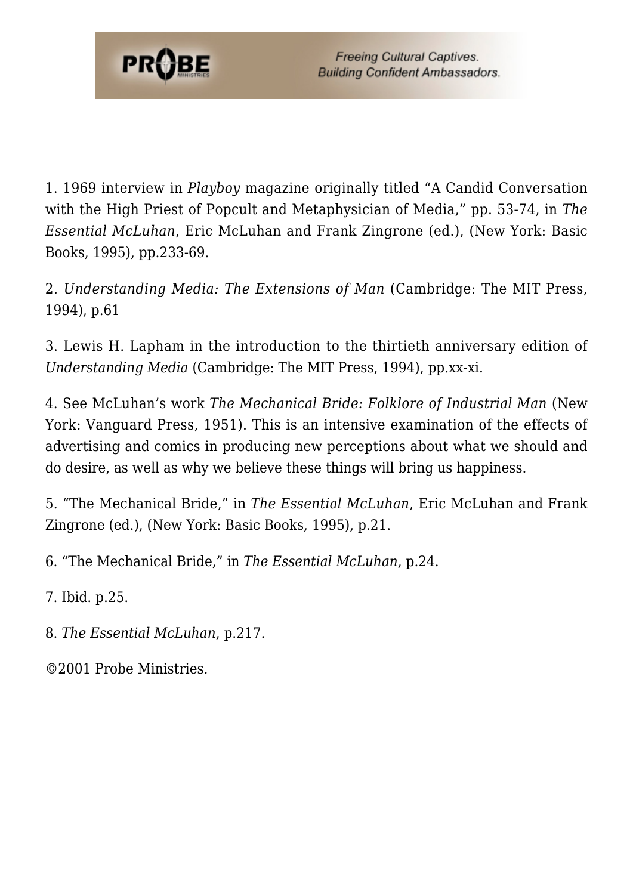1. 1969 interview in *Playboy* magazine originally titled "A Candid Conversation with the High Priest of Popcult and Metaphysician of Media," pp. 53-74, in *The Essential McLuhan*, Eric McLuhan and Frank Zingrone (ed.), (New York: Basic Books, 1995), pp.233-69.

2. *Understanding Media: The Extensions of Man* (Cambridge: The MIT Press, 1994), p.61

3. Lewis H. Lapham in the introduction to the thirtieth anniversary edition of *Understanding Media* (Cambridge: The MIT Press, 1994), pp.xx-xi.

4. See McLuhan's work *The Mechanical Bride: Folklore of Industrial Man* (New York: Vanguard Press, 1951). This is an intensive examination of the effects of advertising and comics in producing new perceptions about what we should and do desire, as well as why we believe these things will bring us happiness.

5. "The Mechanical Bride," in *The Essential McLuhan*, Eric McLuhan and Frank Zingrone (ed.), (New York: Basic Books, 1995), p.21.

6. "The Mechanical Bride," in *The Essential McLuhan*, p.24.

7. Ibid. p.25.

8. *The Essential McLuhan*, p.217.

©2001 Probe Ministries.